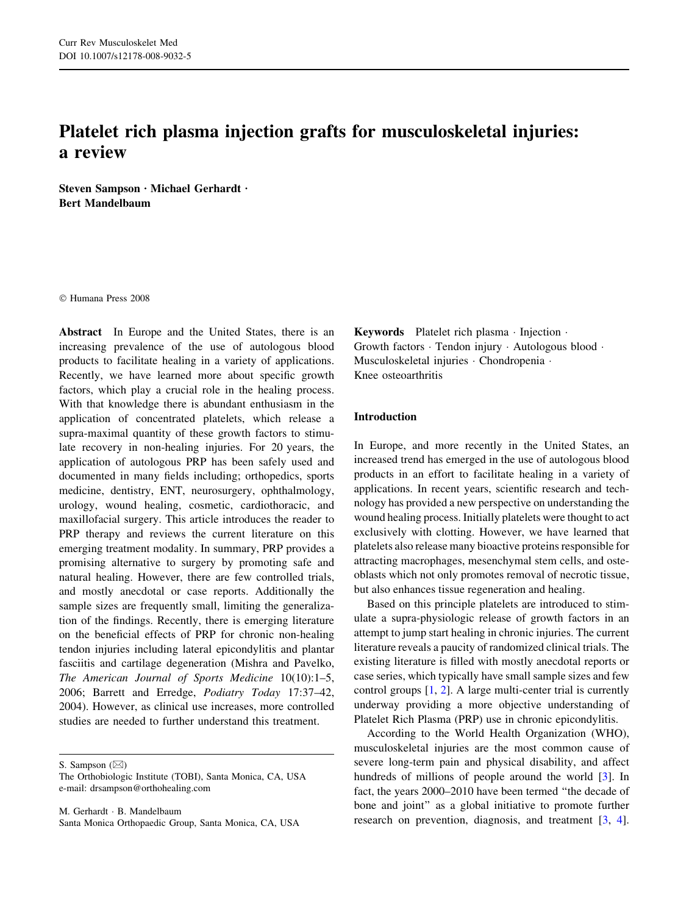# Platelet rich plasma injection grafts for musculoskeletal injuries: a review

**Steven Sampson · Michael Gerhardt · Bert Mandelbaum**

© Humana Press 2008

**Abstract** In Europe and the United States, there is an increasing prevalence of the use of autologous blood products to facilitate healing in a variety of applications. Recently, we have learned more about specific growth factors, which play a crucial role in the healing process. With that knowledge there is abundant enthusiasm in the application of concentrated platelets, which release a supra-maximal quantity of these growth factors to stimulate recovery in non-healing injuries. For 20 years, the application of autologous PRP has been safely used and documented in many fields including; orthopedics, sports medicine, dentistry, ENT, neurosurgery, ophthalmology, urology, wound healing, cosmetic, cardiothoracic, and maxillofacial surgery. This article introduces the reader to PRP therapy and reviews the current literature on this emerging treatment modality. In summary, PRP provides a promising alternative to surgery by promoting safe and natural healing. However, there are few controlled trials, and mostly anecdotal or case reports. Additionally the sample sizes are frequently small, limiting the generalization of the findings. Recently, there is emerging literature on the beneficial effects of PRP for chronic non-healing tendon injuries including lateral epicondylitis and plantar fasciitis and cartilage degeneration (Mishra and Pavelko, *The American Journal of Sports Medicine* 10(10):1–5, 2006; Barrett and Erredge, *Podiatry Today* 17:37–42, 2004). However, as clinical use increases, more controlled studies are needed to further understand this treatment.

S. Sampson (✉)
The Orthobiologic Institute (TOBI), Santa Monica, CA, USA
e-mail: drsampson@orthohealing.com

M. Gerhardt · B. Mandelbaum
Santa Monica Orthopaedic Group, Santa Monica, CA, USA

**Keywords** Platelet rich plasma · Injection · Growth factors · Tendon injury · Autologous blood · Musculoskeletal injuries · Chondropenia · Knee osteoarthritis

## Introduction

In Europe, and more recently in the United States, an increased trend has emerged in the use of autologous blood products in an effort to facilitate healing in a variety of applications. In recent years, scientific research and technology has provided a new perspective on understanding the wound healing process. Initially platelets were thought to act exclusively with clotting. However, we have learned that platelets also release many bioactive proteins responsible for attracting macrophages, mesenchymal stem cells, and osteoblasts which not only promotes removal of necrotic tissue, but also enhances tissue regeneration and healing.

Based on this principle platelets are introduced to stimulate a supra-physiologic release of growth factors in an attempt to jump start healing in chronic injuries. The current literature reveals a paucity of randomized clinical trials. The existing literature is filled with mostly anecdotal reports or case series, which typically have small sample sizes and few control groups [1, 2]. A large multi-center trial is currently underway providing a more objective understanding of Platelet Rich Plasma (PRP) use in chronic epicondylitis.

According to the World Health Organization (WHO), musculoskeletal injuries are the most common cause of severe long-term pain and physical disability, and affect hundreds of millions of people around the world [3]. In fact, the years 2000–2010 have been termed "the decade of bone and joint" as a global initiative to promote further research on prevention, diagnosis, and treatment [3, 4].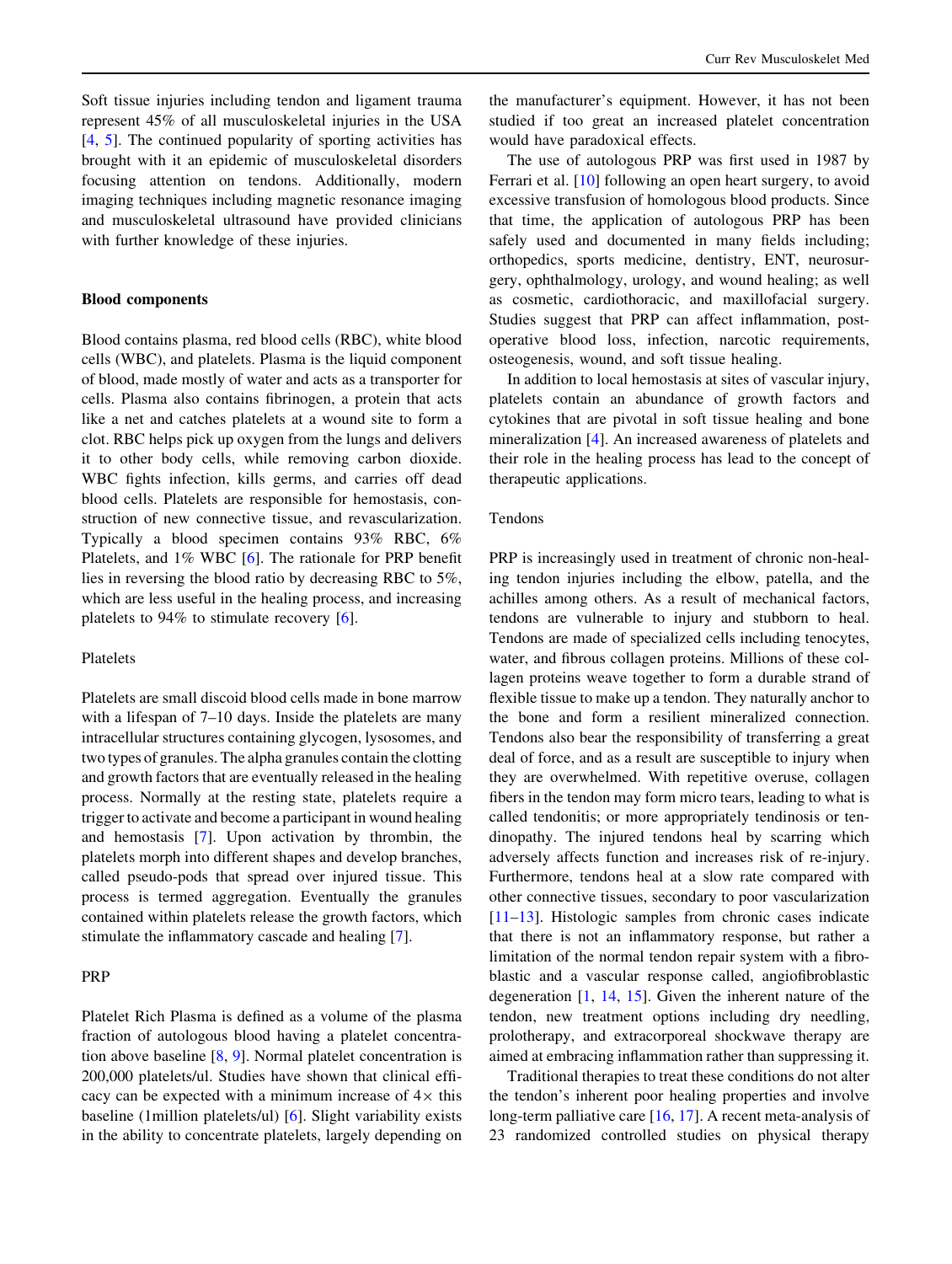Soft tissue injuries including tendon and ligament trauma represent 45% of all musculoskeletal injuries in the USA [4, 5]. The continued popularity of sporting activities has brought with it an epidemic of musculoskeletal disorders focusing attention on tendons. Additionally, modern imaging techniques including magnetic resonance imaging and musculoskeletal ultrasound have provided clinicians with further knowledge of these injuries.

## Blood components

Blood contains plasma, red blood cells (RBC), white blood cells (WBC), and platelets. Plasma is the liquid component of blood, made mostly of water and acts as a transporter for cells. Plasma also contains fibrinogen, a protein that acts like a net and catches platelets at a wound site to form a clot. RBC helps pick up oxygen from the lungs and delivers it to other body cells, while removing carbon dioxide. WBC fights infection, kills germs, and carries off dead blood cells. Platelets are responsible for hemostasis, construction of new connective tissue, and revascularization. Typically a blood specimen contains 93% RBC, 6% Platelets, and 1% WBC [6]. The rationale for PRP benefit lies in reversing the blood ratio by decreasing RBC to 5%, which are less useful in the healing process, and increasing platelets to 94% to stimulate recovery [6].

### Platelets

Platelets are small discoid blood cells made in bone marrow with a lifespan of 7–10 days. Inside the platelets are many intracellular structures containing glycogen, lysosomes, and two types of granules. The alpha granules contain the clotting and growth factors that are eventually released in the healing process. Normally at the resting state, platelets require a trigger to activate and become a participant in wound healing and hemostasis [7]. Upon activation by thrombin, the platelets morph into different shapes and develop branches, called pseudo-pods that spread over injured tissue. This process is termed aggregation. Eventually the granules contained within platelets release the growth factors, which stimulate the inflammatory cascade and healing [7].

### PRP

Platelet Rich Plasma is defined as a volume of the plasma fraction of autologous blood having a platelet concentration above baseline [8, 9]. Normal platelet concentration is 200,000 platelets/ul. Studies have shown that clinical efficacy can be expected with a minimum increase of 4× this baseline (1million platelets/ul) [6]. Slight variability exists in the ability to concentrate platelets, largely depending on the manufacturer's equipment. However, it has not been studied if too great an increased platelet concentration would have paradoxical effects.

The use of autologous PRP was first used in 1987 by Ferrari et al. [10] following an open heart surgery, to avoid excessive transfusion of homologous blood products. Since that time, the application of autologous PRP has been safely used and documented in many fields including; orthopedics, sports medicine, dentistry, ENT, neurosurgery, ophthalmology, urology, and wound healing; as well as cosmetic, cardiothoracic, and maxillofacial surgery. Studies suggest that PRP can affect inflammation, postoperative blood loss, infection, narcotic requirements, osteogenesis, wound, and soft tissue healing.

In addition to local hemostasis at sites of vascular injury, platelets contain an abundance of growth factors and cytokines that are pivotal in soft tissue healing and bone mineralization [4]. An increased awareness of platelets and their role in the healing process has lead to the concept of therapeutic applications.

### Tendons

PRP is increasingly used in treatment of chronic non-healing tendon injuries including the elbow, patella, and the achilles among others. As a result of mechanical factors, tendons are vulnerable to injury and stubborn to heal. Tendons are made of specialized cells including tenocytes, water, and fibrous collagen proteins. Millions of these collagen proteins weave together to form a durable strand of flexible tissue to make up a tendon. They naturally anchor to the bone and form a resilient mineralized connection. Tendons also bear the responsibility of transferring a great deal of force, and as a result are susceptible to injury when they are overwhelmed. With repetitive overuse, collagen fibers in the tendon may form micro tears, leading to what is called tendonitis; or more appropriately tendinosis or tendinopathy. The injured tendons heal by scarring which adversely affects function and increases risk of re-injury. Furthermore, tendons heal at a slow rate compared with other connective tissues, secondary to poor vascularization [11–13]. Histologic samples from chronic cases indicate that there is not an inflammatory response, but rather a limitation of the normal tendon repair system with a fibroblastic and a vascular response called, angiofibroblastic degeneration [1, 14, 15]. Given the inherent nature of the tendon, new treatment options including dry needling, prolotherapy, and extracorporeal shockwave therapy are aimed at embracing inflammation rather than suppressing it.

Traditional therapies to treat these conditions do not alter the tendon's inherent poor healing properties and involve long-term palliative care [16, 17]. A recent meta-analysis of 23 randomized controlled studies on physical therapy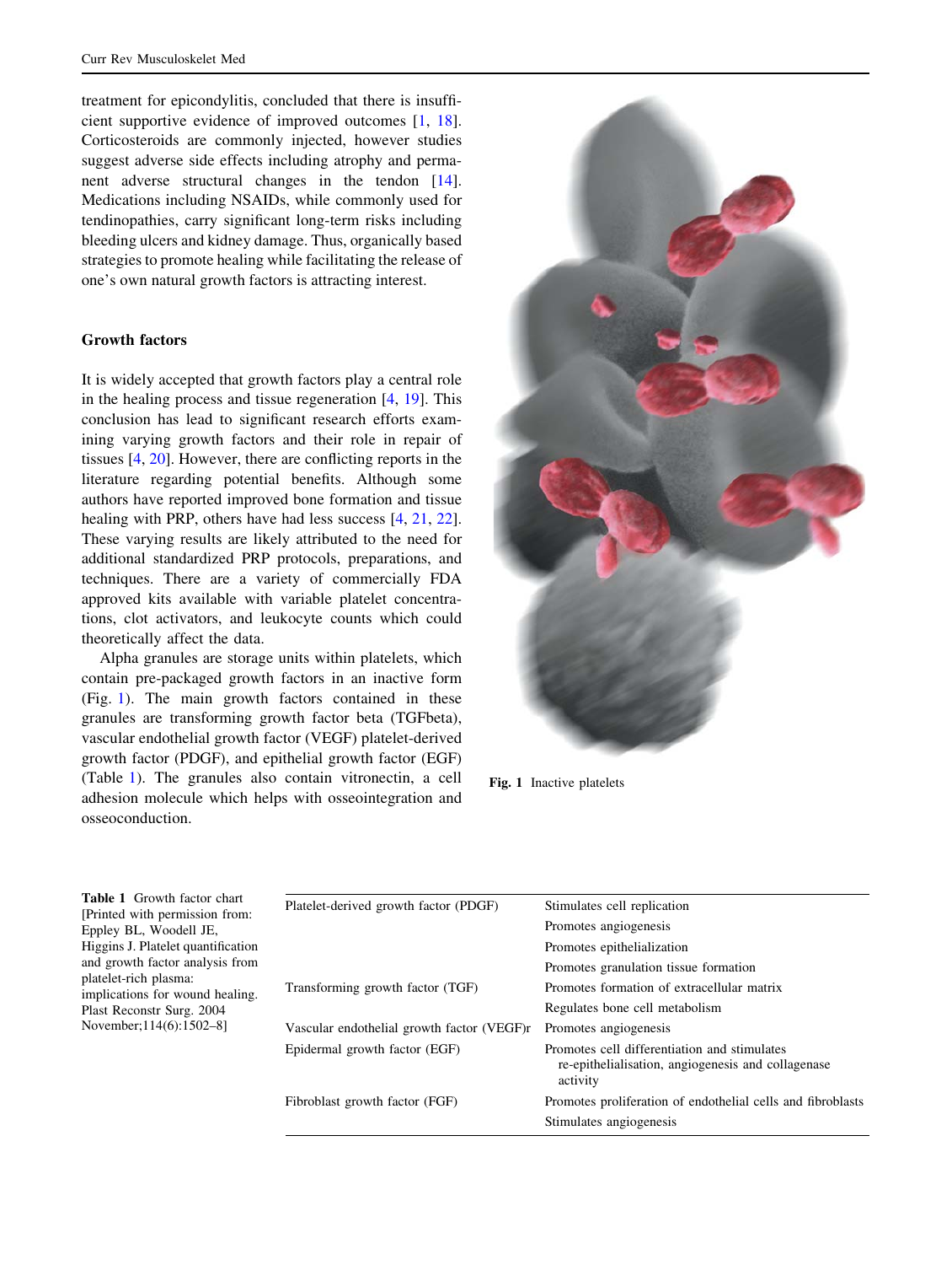treatment for epicondylitis, concluded that there is insufficient supportive evidence of improved outcomes [1, 18]. Corticosteroids are commonly injected, however studies suggest adverse side effects including atrophy and permanent adverse structural changes in the tendon [14]. Medications including NSAIDs, while commonly used for tendinopathies, carry significant long-term risks including bleeding ulcers and kidney damage. Thus, organically based strategies to promote healing while facilitating the release of one's own natural growth factors is attracting interest.

## Growth factors

It is widely accepted that growth factors play a central role in the healing process and tissue regeneration [4, 19]. This conclusion has lead to significant research efforts examining varying growth factors and their role in repair of tissues [4, 20]. However, there are conflicting reports in the literature regarding potential benefits. Although some authors have reported improved bone formation and tissue healing with PRP, others have had less success [4, 21, 22]. These varying results are likely attributed to the need for additional standardized PRP protocols, preparations, and techniques. There are a variety of commercially FDA approved kits available with variable platelet concentrations, clot activators, and leukocyte counts which could theoretically affect the data.

Alpha granules are storage units within platelets, which contain pre-packaged growth factors in an inactive form (Fig. 1). The main growth factors contained in these granules are transforming growth factor beta (TGFbeta), vascular endothelial growth factor (VEGF) platelet-derived growth factor (PDGF), and epithelial growth factor (EGF) (Table 1). The granules also contain vitronectin, a cell adhesion molecule which helps with osseointegration and osseoconduction.

**Fig. 1** Inactive platelets

**Table 1** Growth factor chart [Printed with permission from: Eppley BL, Woodell JE, Higgins J. Platelet quantification and growth factor analysis from platelet-rich plasma: implications for wound healing. Plast Reconstr Surg. 2004 November;114(6):1502–8]

| | |
|---|---|
| Platelet-derived growth factor (PDGF) | Stimulates cell replication |
| | Promotes angiogenesis |
| | Promotes epithelialization |
| | Promotes granulation tissue formation |
| Transforming growth factor (TGF) | Promotes formation of extracellular matrix |
| | Regulates bone cell metabolism |
| Vascular endothelial growth factor (VEGF)r | Promotes angiogenesis |
| Epidermal growth factor (EGF) | Promotes cell differentiation and stimulates re-epithelialisation, angiogenesis and collagenase activity |
| Fibroblast growth factor (FGF) | Promotes proliferation of endothelial cells and fibroblasts |
| | Stimulates angiogenesis |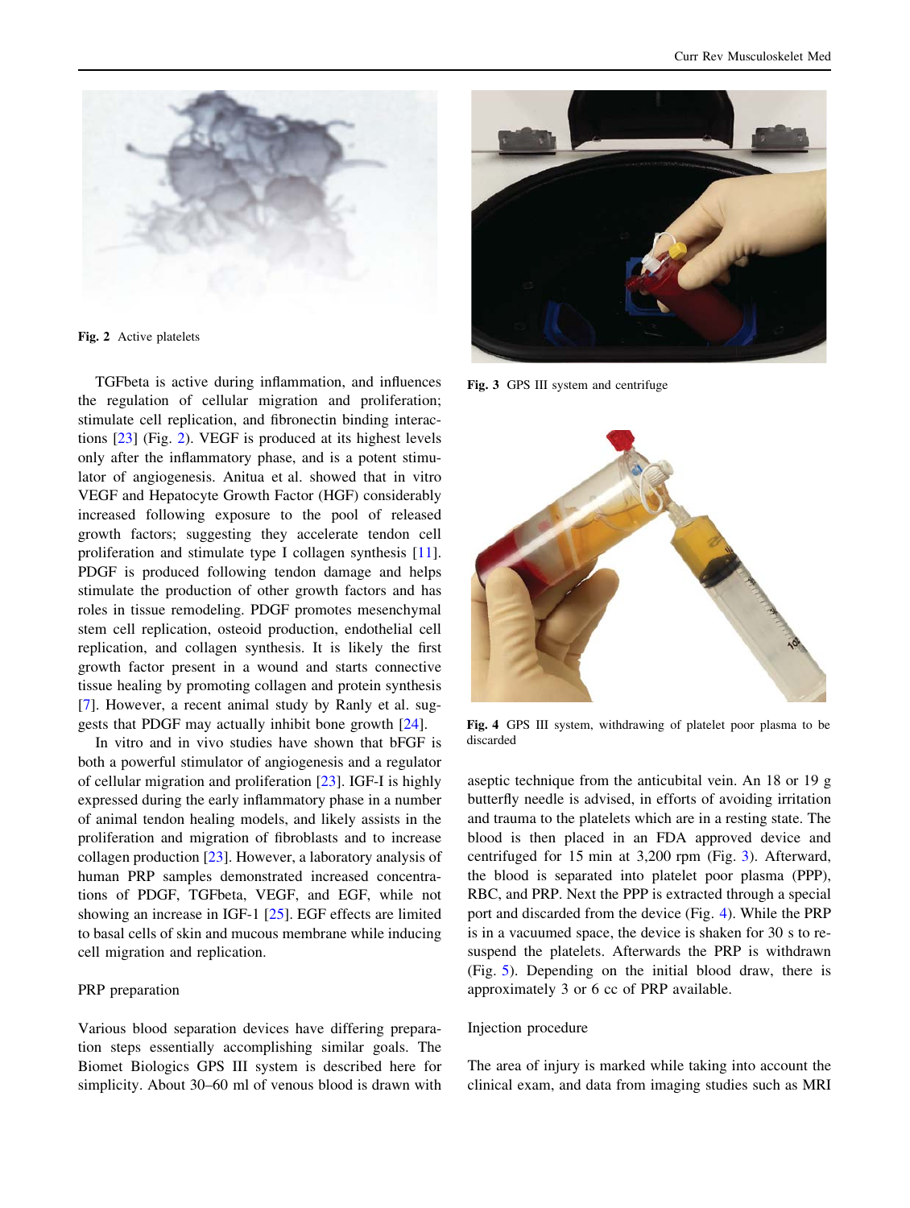Fig. 2 Active platelets

Fig. 3 GPS III system and centrifuge

Fig. 4 GPS III system, withdrawing of platelet poor plasma to be discarded

TGFbeta is active during inflammation, and influences the regulation of cellular migration and proliferation; stimulate cell replication, and fibronectin binding interactions [23] (Fig. 2). VEGF is produced at its highest levels only after the inflammatory phase, and is a potent stimulator of angiogenesis. Anitua et al. showed that in vitro VEGF and Hepatocyte Growth Factor (HGF) considerably increased following exposure to the pool of released growth factors; suggesting they accelerate tendon cell proliferation and stimulate type I collagen synthesis [11]. PDGF is produced following tendon damage and helps stimulate the production of other growth factors and has roles in tissue remodeling. PDGF promotes mesenchymal stem cell replication, osteoid production, endothelial cell replication, and collagen synthesis. It is likely the first growth factor present in a wound and starts connective tissue healing by promoting collagen and protein synthesis [7]. However, a recent animal study by Ranly et al. suggests that PDGF may actually inhibit bone growth [24].

In vitro and in vivo studies have shown that bFGF is both a powerful stimulator of angiogenesis and a regulator of cellular migration and proliferation [23]. IGF-I is highly expressed during the early inflammatory phase in a number of animal tendon healing models, and likely assists in the proliferation and migration of fibroblasts and to increase collagen production [23]. However, a laboratory analysis of human PRP samples demonstrated increased concentrations of PDGF, TGFbeta, VEGF, and EGF, while not showing an increase in IGF-1 [25]. EGF effects are limited to basal cells of skin and mucous membrane while inducing cell migration and replication.

PRP preparation

Various blood separation devices have differing preparation steps essentially accomplishing similar goals. The Biomet Biologics GPS III system is described here for simplicity. About 30–60 ml of venous blood is drawn with aseptic technique from the anticubital vein. An 18 or 19 g butterfly needle is advised, in efforts of avoiding irritation and trauma to the platelets which are in a resting state. The blood is then placed in an FDA approved device and centrifuged for 15 min at 3,200 rpm (Fig. 3). Afterward, the blood is separated into platelet poor plasma (PPP), RBC, and PRP. Next the PPP is extracted through a special port and discarded from the device (Fig. 4). While the PRP is in a vacuumed space, the device is shaken for 30 s to re-suspend the platelets. Afterwards the PRP is withdrawn (Fig. 5). Depending on the initial blood draw, there is approximately 3 or 6 cc of PRP available.

Injection procedure

The area of injury is marked while taking into account the clinical exam, and data from imaging studies such as MRI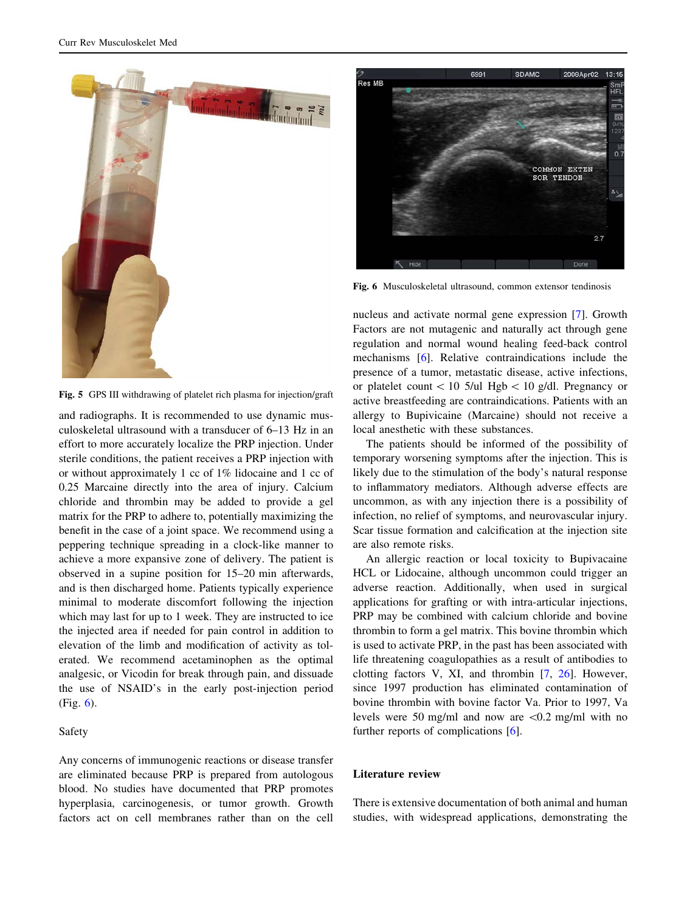Fig. 5 GPS III withdrawing of platelet rich plasma for injection/graft

and radiographs. It is recommended to use dynamic musculoskeletal ultrasound with a transducer of 6–13 Hz in an effort to more accurately localize the PRP injection. Under sterile conditions, the patient receives a PRP injection with or without approximately 1 cc of 1% lidocaine and 1 cc of 0.25 Marcaine directly into the area of injury. Calcium chloride and thrombin may be added to provide a gel matrix for the PRP to adhere to, potentially maximizing the benefit in the case of a joint space. We recommend using a peppering technique spreading in a clock-like manner to achieve a more expansive zone of delivery. The patient is observed in a supine position for 15–20 min afterwards, and is then discharged home. Patients typically experience minimal to moderate discomfort following the injection which may last for up to 1 week. They are instructed to ice the injected area if needed for pain control in addition to elevation of the limb and modification of activity as tolerated. We recommend acetaminophen as the optimal analgesic, or Vicodin for break through pain, and dissuade the use of NSAID's in the early post-injection period (Fig. 6).

Safety

Any concerns of immunogenic reactions or disease transfer are eliminated because PRP is prepared from autologous blood. No studies have documented that PRP promotes hyperplasia, carcinogenesis, or tumor growth. Growth factors act on cell membranes rather than on the cell nucleus and activate normal gene expression [7]. Growth Factors are not mutagenic and naturally act through gene regulation and normal wound healing feed-back control mechanisms [6]. Relative contraindications include the presence of a tumor, metastatic disease, active infections, or platelet count < 10 5/ul Hgb < 10 g/dl. Pregnancy or active breastfeeding are contraindications. Patients with an allergy to Bupivicaine (Marcaine) should not receive a local anesthetic with these substances.

Fig. 6 Musculoskeletal ultrasound, common extensor tendinosis

The patients should be informed of the possibility of temporary worsening symptoms after the injection. This is likely due to the stimulation of the body's natural response to inflammatory mediators. Although adverse effects are uncommon, as with any injection there is a possibility of infection, no relief of symptoms, and neurovascular injury. Scar tissue formation and calcification at the injection site are also remote risks.

An allergic reaction or local toxicity to Bupivacaine HCL or Lidocaine, although uncommon could trigger an adverse reaction. Additionally, when used in surgical applications for grafting or with intra-articular injections, PRP may be combined with calcium chloride and bovine thrombin to form a gel matrix. This bovine thrombin which is used to activate PRP, in the past has been associated with life threatening coagulopathies as a result of antibodies to clotting factors V, XI, and thrombin [7, 26]. However, since 1997 production has eliminated contamination of bovine thrombin with bovine factor Va. Prior to 1997, Va levels were 50 mg/ml and now are <0.2 mg/ml with no further reports of complications [6].

## Literature review

There is extensive documentation of both animal and human studies, with widespread applications, demonstrating the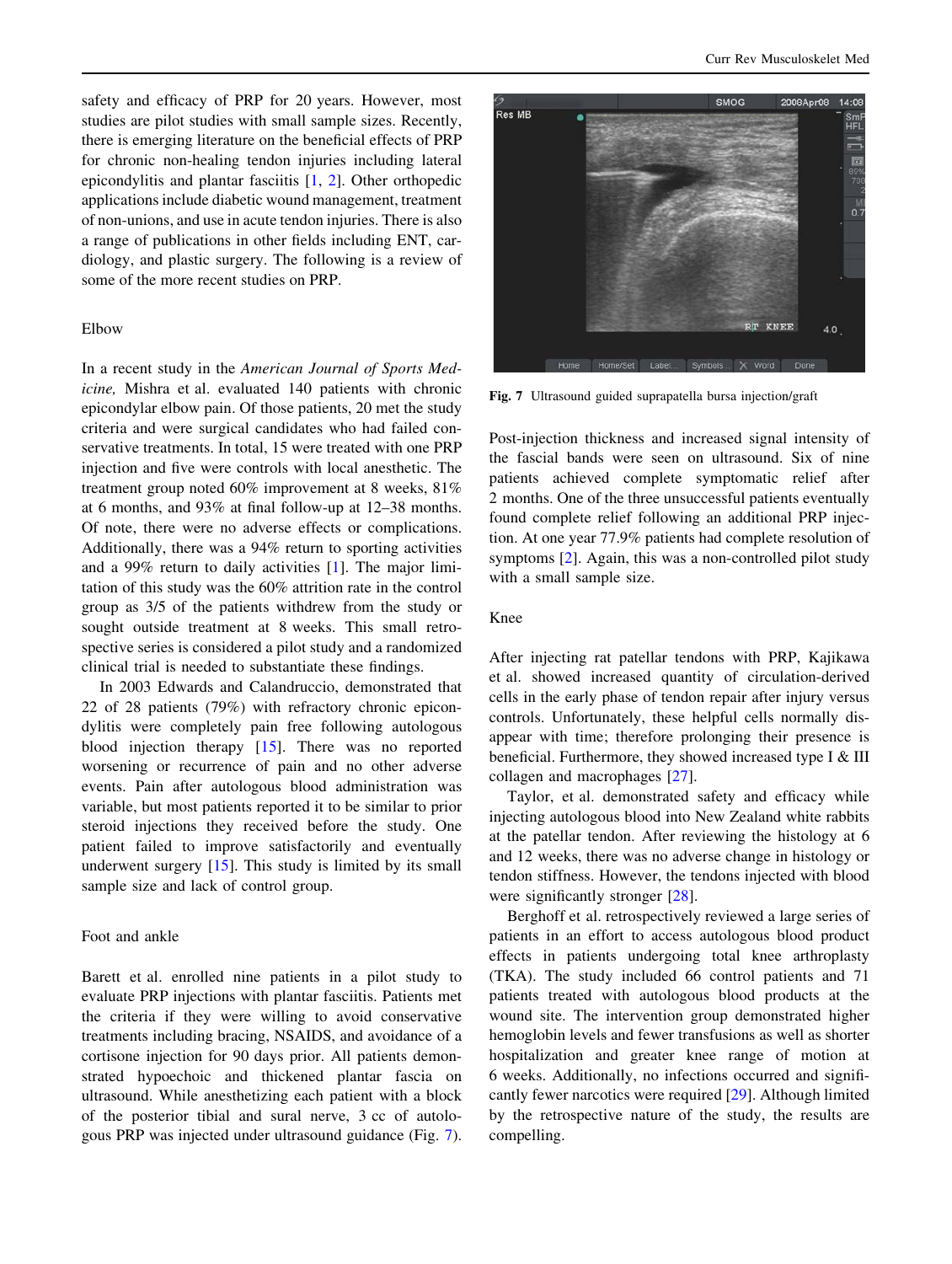safety and efficacy of PRP for 20 years. However, most studies are pilot studies with small sample sizes. Recently, there is emerging literature on the beneficial effects of PRP for chronic non-healing tendon injuries including lateral epicondylitis and plantar fasciitis [1, 2]. Other orthopedic applications include diabetic wound management, treatment of non-unions, and use in acute tendon injuries. There is also a range of publications in other fields including ENT, cardiology, and plastic surgery. The following is a review of some of the more recent studies on PRP.

## Elbow

In a recent study in the *American Journal of Sports Medicine,* Mishra et al. evaluated 140 patients with chronic epicondylar elbow pain. Of those patients, 20 met the study criteria and were surgical candidates who had failed conservative treatments. In total, 15 were treated with one PRP injection and five were controls with local anesthetic. The treatment group noted 60% improvement at 8 weeks, 81% at 6 months, and 93% at final follow-up at 12–38 months. Of note, there were no adverse effects or complications. Additionally, there was a 94% return to sporting activities and a 99% return to daily activities [1]. The major limitation of this study was the 60% attrition rate in the control group as 3/5 of the patients withdrew from the study or sought outside treatment at 8 weeks. This small retrospective series is considered a pilot study and a randomized clinical trial is needed to substantiate these findings.

In 2003 Edwards and Calandruccio, demonstrated that 22 of 28 patients (79%) with refractory chronic epicondylitis were completely pain free following autologous blood injection therapy [15]. There was no reported worsening or recurrence of pain and no other adverse events. Pain after autologous blood administration was variable, but most patients reported it to be similar to prior steroid injections they received before the study. One patient failed to improve satisfactorily and eventually underwent surgery [15]. This study is limited by its small sample size and lack of control group.

## Foot and ankle

Barett et al. enrolled nine patients in a pilot study to evaluate PRP injections with plantar fasciitis. Patients met the criteria if they were willing to avoid conservative treatments including bracing, NSAIDS, and avoidance of a cortisone injection for 90 days prior. All patients demonstrated hypoechoic and thickened plantar fascia on ultrasound. While anesthetizing each patient with a block of the posterior tibial and sural nerve, 3 cc of autologous PRP was injected under ultrasound guidance (Fig. 7).

Fig. 7 Ultrasound guided suprapatella bursa injection/graft

Post-injection thickness and increased signal intensity of the fascial bands were seen on ultrasound. Six of nine patients achieved complete symptomatic relief after 2 months. One of the three unsuccessful patients eventually found complete relief following an additional PRP injection. At one year 77.9% patients had complete resolution of symptoms [2]. Again, this was a non-controlled pilot study with a small sample size.

## Knee

After injecting rat patellar tendons with PRP, Kajikawa et al. showed increased quantity of circulation-derived cells in the early phase of tendon repair after injury versus controls. Unfortunately, these helpful cells normally disappear with time; therefore prolonging their presence is beneficial. Furthermore, they showed increased type I & III collagen and macrophages [27].

Taylor, et al. demonstrated safety and efficacy while injecting autologous blood into New Zealand white rabbits at the patellar tendon. After reviewing the histology at 6 and 12 weeks, there was no adverse change in histology or tendon stiffness. However, the tendons injected with blood were significantly stronger [28].

Berghoff et al. retrospectively reviewed a large series of patients in an effort to access autologous blood product effects in patients undergoing total knee arthroplasty (TKA). The study included 66 control patients and 71 patients treated with autologous blood products at the wound site. The intervention group demonstrated higher hemoglobin levels and fewer transfusions as well as shorter hospitalization and greater knee range of motion at 6 weeks. Additionally, no infections occurred and significantly fewer narcotics were required [29]. Although limited by the retrospective nature of the study, the results are compelling.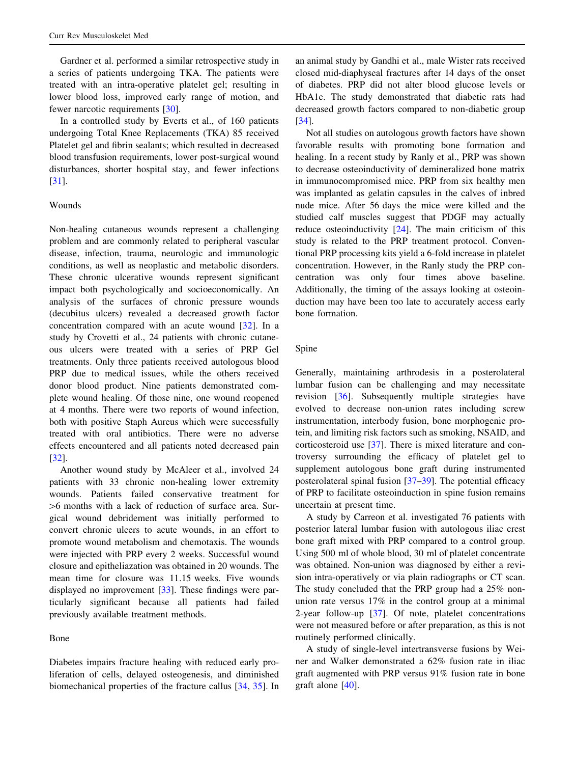Gardner et al. performed a similar retrospective study in a series of patients undergoing TKA. The patients were treated with an intra-operative platelet gel; resulting in lower blood loss, improved early range of motion, and fewer narcotic requirements [30].

In a controlled study by Everts et al., of 160 patients undergoing Total Knee Replacements (TKA) 85 received Platelet gel and fibrin sealants; which resulted in decreased blood transfusion requirements, lower post-surgical wound disturbances, shorter hospital stay, and fewer infections [31].

### Wounds

Non-healing cutaneous wounds represent a challenging problem and are commonly related to peripheral vascular disease, infection, trauma, neurologic and immunologic conditions, as well as neoplastic and metabolic disorders. These chronic ulcerative wounds represent significant impact both psychologically and socioeconomically. An analysis of the surfaces of chronic pressure wounds (decubitus ulcers) revealed a decreased growth factor concentration compared with an acute wound [32]. In a study by Crovetti et al., 24 patients with chronic cutaneous ulcers were treated with a series of PRP Gel treatments. Only three patients received autologous blood PRP due to medical issues, while the others received donor blood product. Nine patients demonstrated complete wound healing. Of those nine, one wound reopened at 4 months. There were two reports of wound infection, both with positive Staph Aureus which were successfully treated with oral antibiotics. There were no adverse effects encountered and all patients noted decreased pain [32].

Another wound study by McAleer et al., involved 24 patients with 33 chronic non-healing lower extremity wounds. Patients failed conservative treatment for >6 months with a lack of reduction of surface area. Surgical wound debridement was initially performed to convert chronic ulcers to acute wounds, in an effort to promote wound metabolism and chemotaxis. The wounds were injected with PRP every 2 weeks. Successful wound closure and epitheliazation was obtained in 20 wounds. The mean time for closure was 11.15 weeks. Five wounds displayed no improvement [33]. These findings were particularly significant because all patients had failed previously available treatment methods.

### Bone

Diabetes impairs fracture healing with reduced early proliferation of cells, delayed osteogenesis, and diminished biomechanical properties of the fracture callus [34, 35]. In an animal study by Gandhi et al., male Wister rats received closed mid-diaphyseal fractures after 14 days of the onset of diabetes. PRP did not alter blood glucose levels or HbA1c. The study demonstrated that diabetic rats had decreased growth factors compared to non-diabetic group [34].

Not all studies on autologous growth factors have shown favorable results with promoting bone formation and healing. In a recent study by Ranly et al., PRP was shown to decrease osteoinductivity of demineralized bone matrix in immunocompromised mice. PRP from six healthy men was implanted as gelatin capsules in the calves of inbred nude mice. After 56 days the mice were killed and the studied calf muscles suggest that PDGF may actually reduce osteoinductivity [24]. The main criticism of this study is related to the PRP treatment protocol. Conventional PRP processing kits yield a 6-fold increase in platelet concentration. However, in the Ranly study the PRP concentration was only four times above baseline. Additionally, the timing of the assays looking at osteoinduction may have been too late to accurately access early bone formation.

### Spine

Generally, maintaining arthrodesis in a posterolateral lumbar fusion can be challenging and may necessitate revision [36]. Subsequently multiple strategies have evolved to decrease non-union rates including screw instrumentation, interbody fusion, bone morphogenic protein, and limiting risk factors such as smoking, NSAID, and corticosteroid use [37]. There is mixed literature and controversy surrounding the efficacy of platelet gel to supplement autologous bone graft during instrumented posterolateral spinal fusion [37–39]. The potential efficacy of PRP to facilitate osteoinduction in spine fusion remains uncertain at present time.

A study by Carreon et al. investigated 76 patients with posterior lateral lumbar fusion with autologous iliac crest bone graft mixed with PRP compared to a control group. Using 500 ml of whole blood, 30 ml of platelet concentrate was obtained. Non-union was diagnosed by either a revision intra-operatively or via plain radiographs or CT scan. The study concluded that the PRP group had a 25% non-union rate versus 17% in the control group at a minimal 2-year follow-up [37]. Of note, platelet concentrations were not measured before or after preparation, as this is not routinely performed clinically.

A study of single-level intertransverse fusions by Weiner and Walker demonstrated a 62% fusion rate in iliac graft augmented with PRP versus 91% fusion rate in bone graft alone [40].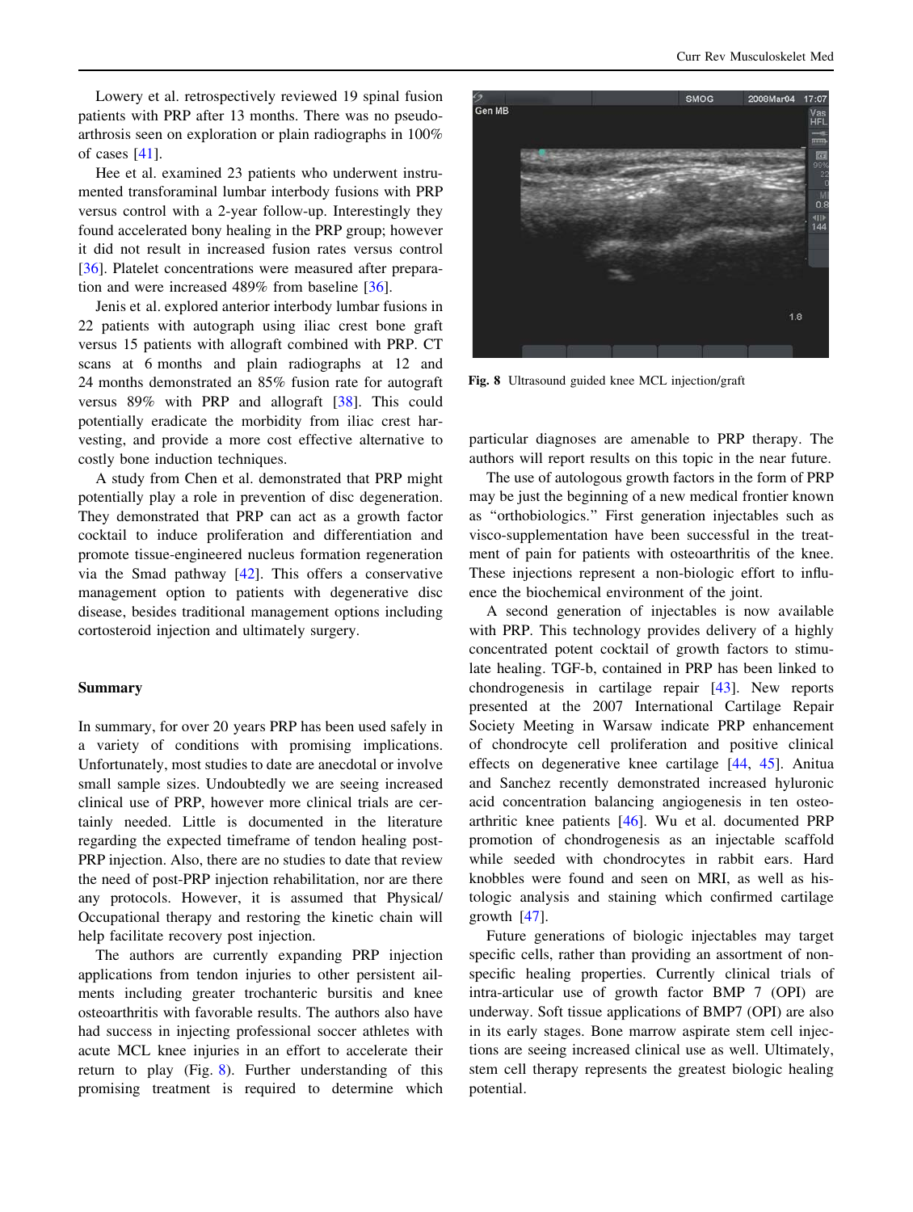Lowery et al. retrospectively reviewed 19 spinal fusion patients with PRP after 13 months. There was no pseudoarthrosis seen on exploration or plain radiographs in 100% of cases [41].

Hee et al. examined 23 patients who underwent instrumented transforaminal lumbar interbody fusions with PRP versus control with a 2-year follow-up. Interestingly they found accelerated bony healing in the PRP group; however it did not result in increased fusion rates versus control [36]. Platelet concentrations were measured after preparation and were increased 489% from baseline [36].

Jenis et al. explored anterior interbody lumbar fusions in 22 patients with autograph using iliac crest bone graft versus 15 patients with allograft combined with PRP. CT scans at 6 months and plain radiographs at 12 and 24 months demonstrated an 85% fusion rate for autograft versus 89% with PRP and allograft [38]. This could potentially eradicate the morbidity from iliac crest harvesting, and provide a more cost effective alternative to costly bone induction techniques.

A study from Chen et al. demonstrated that PRP might potentially play a role in prevention of disc degeneration. They demonstrated that PRP can act as a growth factor cocktail to induce proliferation and differentiation and promote tissue-engineered nucleus formation regeneration via the Smad pathway [42]. This offers a conservative management option to patients with degenerative disc disease, besides traditional management options including cortosteroid injection and ultimately surgery.

## Summary

In summary, for over 20 years PRP has been used safely in a variety of conditions with promising implications. Unfortunately, most studies to date are anecdotal or involve small sample sizes. Undoubtedly we are seeing increased clinical use of PRP, however more clinical trials are certainly needed. Little is documented in the literature regarding the expected timeframe of tendon healing post-PRP injection. Also, there are no studies to date that review the need of post-PRP injection rehabilitation, nor are there any protocols. However, it is assumed that Physical/Occupational therapy and restoring the kinetic chain will help facilitate recovery post injection.

The authors are currently expanding PRP injection applications from tendon injuries to other persistent ailments including greater trochanteric bursitis and knee osteoarthritis with favorable results. The authors also have had success in injecting professional soccer athletes with acute MCL knee injuries in an effort to accelerate their return to play (Fig. 8). Further understanding of this promising treatment is required to determine which particular diagnoses are amenable to PRP therapy. The authors will report results on this topic in the near future.

Fig. 8 Ultrasound guided knee MCL injection/graft

The use of autologous growth factors in the form of PRP may be just the beginning of a new medical frontier known as "orthobiologics." First generation injectables such as visco-supplementation have been successful in the treatment of pain for patients with osteoarthritis of the knee. These injections represent a non-biologic effort to influence the biochemical environment of the joint.

A second generation of injectables is now available with PRP. This technology provides delivery of a highly concentrated potent cocktail of growth factors to stimulate healing. TGF-b, contained in PRP has been linked to chondrogenesis in cartilage repair [43]. New reports presented at the 2007 International Cartilage Repair Society Meeting in Warsaw indicate PRP enhancement of chondrocyte cell proliferation and positive clinical effects on degenerative knee cartilage [44, 45]. Anitua and Sanchez recently demonstrated increased hyluronic acid concentration balancing angiogenesis in ten osteoarthritic knee patients [46]. Wu et al. documented PRP promotion of chondrogenesis as an injectable scaffold while seeded with chondrocytes in rabbit ears. Hard knobbles were found and seen on MRI, as well as histologic analysis and staining which confirmed cartilage growth [47].

Future generations of biologic injectables may target specific cells, rather than providing an assortment of non-specific healing properties. Currently clinical trials of intra-articular use of growth factor BMP 7 (OPI) are underway. Soft tissue applications of BMP7 (OPI) are also in its early stages. Bone marrow aspirate stem cell injections are seeing increased clinical use as well. Ultimately, stem cell therapy represents the greatest biologic healing potential.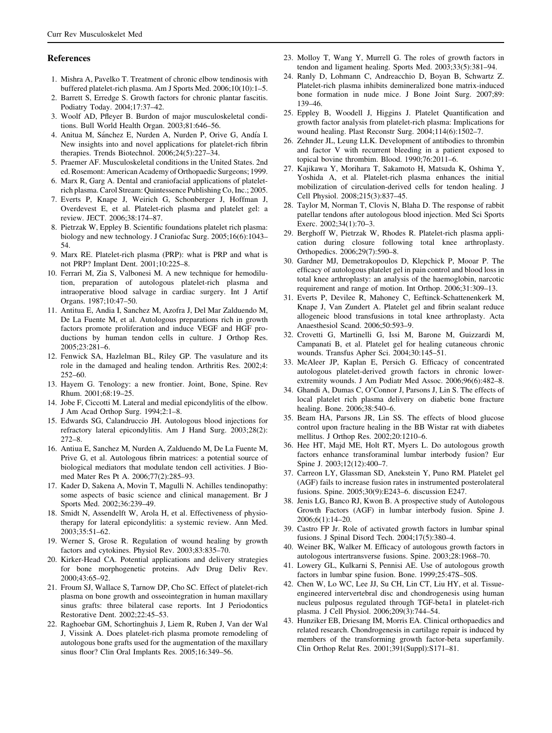## References

1. Mishra A, Pavelko T. Treatment of chronic elbow tendinosis with buffered platelet-rich plasma. Am J Sports Med. 2006;10(10):1–5.
2. Barrett S, Erredge S. Growth factors for chronic plantar fascitis. Podiatry Today. 2004;17:37–42.
3. Woolf AD, Pfleyer B. Burdon of major musculoskeletal conditions. Bull World Health Organ. 2003;81:646–56.
4. Anitua M, Sánchez E, Nurden A, Nurden P, Orive G, Andía I. New insights into and novel applications for platelet-rich fibrin therapies. Trends Biotechnol. 2006;24(5):227–34.
5. Praemer AF. Musculoskeletal conditions in the United States. 2nd ed. Rosemont: American Academy of Orthopaedic Surgeons; 1999.
6. Marx R, Garg A. Dental and craniofacial applications of platelet-rich plasma. Carol Stream: Quintessence Publishing Co, Inc.; 2005.
7. Everts P, Knape J, Weirich G, Schonberger J, Hoffman J, Overdevest E, et al. Platelet-rich plasma and platelet gel: a review. JECT. 2006;38:174–87.
8. Pietrzak W, Eppley B. Scientific foundations platelet rich plasma: biology and new technology. J Craniofac Surg. 2005;16(6):1043–54.
9. Marx RE. Platelet-rich plasma (PRP): what is PRP and what is not PRP? Implant Dent. 2001;10:225–8.
10. Ferrari M, Zia S, Valbonesi M. A new technique for hemodilution, preparation of autologous platelet-rich plasma and intraoperative blood salvage in cardiac surgery. Int J Artif Organs. 1987;10:47–50.
11. Antitua E, Andia I, Sanchez M, Azofra J, Del Mar Zalduendo M, De La Fuente M, et al. Autologous preparations rich in growth factors promote proliferation and induce VEGF and HGF productions by human tendon cells in culture. J Orthop Res. 2005;23:281–6.
12. Fenwick SA, Hazlelman BL, Riley GP. The vasulature and its role in the damaged and healing tendon. Arthritis Res. 2002;4:252–60.
13. Hayem G. Tenology: a new frontier. Joint, Bone, Spine. Rev Rhum. 2001;68:19–25.
14. Jobe F, Ciccotti M. Lateral and medial epicondylitis of the elbow. J Am Acad Orthop Surg. 1994;2:1–8.
15. Edwards SG, Calandruccio JH. Autologous blood injections for refractory lateral epicondylitis. Am J Hand Surg. 2003;28(2):272–8.
16. Antiua E, Sanchez M, Nurden A, Zalduendo M, De La Fuente M, Prive G, et al. Autologous fibrin matrices: a potential source of biological mediators that modulate tendon cell activities. J Biomed Mater Res Pt A. 2006;77(2):285–93.
17. Kader D, Sakena A, Movin T, Magulli N. Achilles tendinopathy: some aspects of basic science and clinical management. Br J Sports Med. 2002;36:239–49.
18. Smidt N, Assendelft W, Arola H, et al. Effectiveness of physiotherapy for lateral epicondylitis: a systemic review. Ann Med. 2003;35:51–62.
19. Werner S, Grose R. Regulation of wound healing by growth factors and cytokines. Physiol Rev. 2003;83:835–70.
20. Kirker-Head CA. Potential applications and delivery strategies for bone morphogenetic proteins. Adv Drug Deliv Rev. 2000;43:65–92.
21. Froum SJ, Wallace S, Tarnow DP, Cho SC. Effect of platelet-rich plasma on bone growth and osseointegration in human maxillary sinus grafts: three bilateral case reports. Int J Periodontics Restorative Dent. 2002;22:45–53.
22. Raghoebar GM, Schortinghuis J, Liem R, Ruben J, Van der Wal J, Vissink A. Does platelet-rich plasma promote remodeling of autologous bone grafts used for the augmentation of the maxillary sinus floor? Clin Oral Implants Res. 2005;16:349–56.
23. Molloy T, Wang Y, Murrell G. The roles of growth factors in tendon and ligament healing. Sports Med. 2003;33(5):381–94.
24. Ranly D, Lohmann C, Andreacchio D, Boyan B, Schwartz Z. Platelet-rich plasma inhibits demineralized bone matrix-induced bone formation in nude mice. J Bone Joint Surg. 2007;89:139–46.
25. Eppley B, Woodell J, Higgins J. Platelet Quantification and growth factor analysis from platelet-rich plasma: Implications for wound healing. Plast Reconstr Surg. 2004;114(6):1502–7.
26. Zehnder JL, Leung LLK. Development of antibodies to thrombin and factor V with recurrent bleeding in a patient exposed to topical bovine thrombim. Blood. 1990;76:2011–6.
27. Kajikawa Y, Morihara T, Sakamoto H, Matsuda K, Oshima Y, Yoshida A, et al. Platelet-rich plasma enhances the initial mobilization of circulation-derived cells for tendon healing. J Cell Physiol. 2008;215(3):837–45.
28. Taylor M, Norman T, Clovis N, Blaha D. The response of rabbit patellar tendons after autologous blood injection. Med Sci Sports Exerc. 2002;34(1):70–3.
29. Berghoff W, Pietrzak W, Rhodes R. Platelet-rich plasma application during closure following total knee arthroplasty. Orthopedics. 2006;29(7):590–8.
30. Gardner MJ, Demetrakopoulos D, Klepchick P, Mooar P. The efficacy of autologous platelet gel in pain control and blood loss in total knee arthroplasty: an analysis of the haemoglobin, narcotic requirement and range of motion. Int Orthop. 2006;31:309–13.
31. Everts P, Devilee R, Mahoney C, Eeftinck-Schattenenkerk M, Knape J, Van Zundert A. Platelet gel and fibrin sealant reduce allogeneic blood transfusions in total knee arthroplasty. Acta Anaesthesiol Scand. 2006;50:593–9.
32. Crovetti G, Martinelli G, Issi M, Barone M, Guizzardi M, Campanati B, et al. Platelet gel for healing cutaneous chronic wounds. Transfus Apher Sci. 2004;30:145–51.
33. McAleer JP, Kaplan E, Persich G. Efficacy of concentrated autologous platelet-derived growth factors in chronic lower-extremity wounds. J Am Podiatr Med Assoc. 2006;96(6):482–8.
34. Ghandi A, Dumas C, O'Connor J, Parsons J, Lin S. The effects of local platelet rich plasma delivery on diabetic bone fracture healing. Bone. 2006;38:540–6.
35. Beam HA, Parsons JR, Lin SS. The effects of blood glucose control upon fracture healing in the BB Wistar rat with diabetes mellitus. J Orthop Res. 2002;20:1210–6.
36. Hee HT, Majd ME, Holt RT, Myers L. Do autologous growth factors enhance transforaminal lumbar interbody fusion? Eur Spine J. 2003;12(12):400–7.
37. Carreon LY, Glassman SD, Anekstein Y, Puno RM. Platelet gel (AGF) fails to increase fusion rates in instrumented posterolateral fusions. Spine. 2005;30(9):E243–6. discussion E247.
38. Jenis LG, Banco RJ, Kwon B. A prospective study of Autologous Growth Factors (AGF) in lumbar interbody fusion. Spine J. 2006;6(1):14–20.
39. Castro FP Jr. Role of activated growth factors in lumbar spinal fusions. J Spinal Disord Tech. 2004;17(5):380–4.
40. Weiner BK, Walker M. Efficacy of autologous growth factors in autologous intertransverse fusions. Spine. 2003;28:1968–70.
41. Lowery GL, Kulkarni S, Pennisi AE. Use of autologous growth factors in lumbar spine fusion. Bone. 1999;25:47S–50S.
42. Chen W, Lo WC, Lee JJ, Su CH, Lin CT, Liu HY, et al. Tissue-engineered intervertebral disc and chondrogenesis using human nucleus pulposus regulated through TGF-beta1 in platelet-rich plasma. J Cell Physiol. 2006;209(3):744–54.
43. Hunziker EB, Driesang IM, Morris EA. Clinical orthopaedics and related research. Chondrogenesis in cartilage repair is induced by members of the transforming growth factor-beta superfamily. Clin Orthop Relat Res. 2001;391(Suppl):S171–81.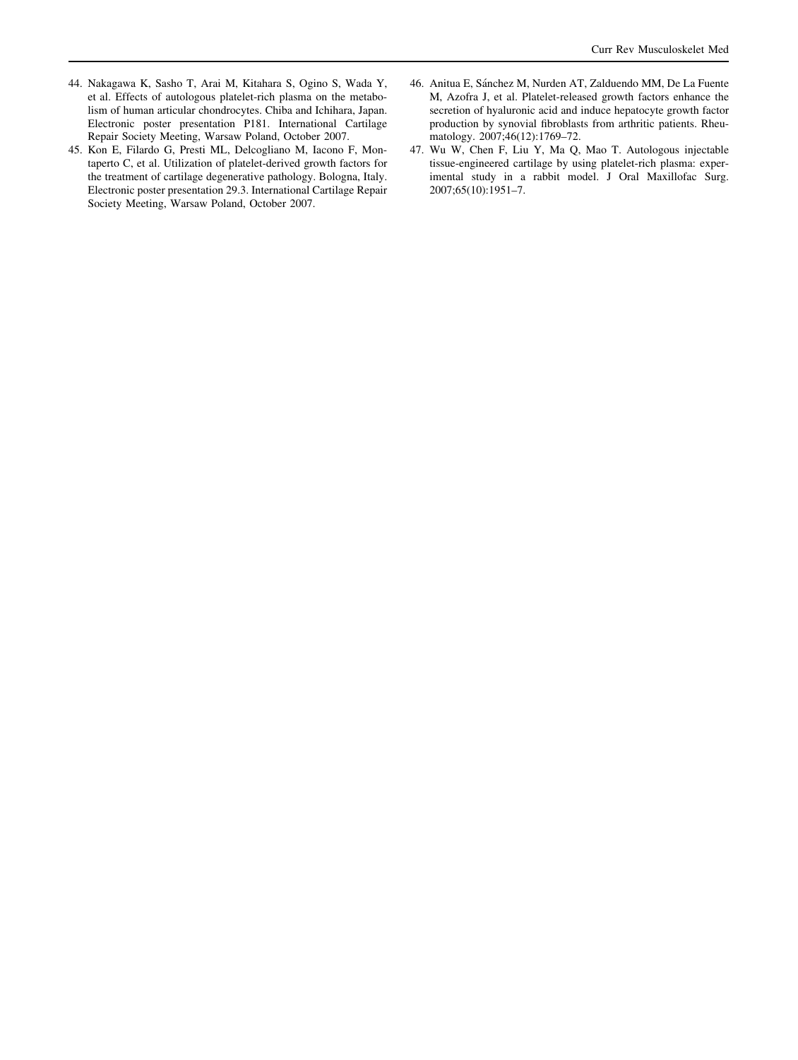44. Nakagawa K, Sasho T, Arai M, Kitahara S, Ogino S, Wada Y, et al. Effects of autologous platelet-rich plasma on the metabolism of human articular chondrocytes. Chiba and Ichihara, Japan. Electronic poster presentation P181. International Cartilage Repair Society Meeting, Warsaw Poland, October 2007.
45. Kon E, Filardo G, Presti ML, Delcogliano M, Iacono F, Montaperto C, et al. Utilization of platelet-derived growth factors for the treatment of cartilage degenerative pathology. Bologna, Italy. Electronic poster presentation 29.3. International Cartilage Repair Society Meeting, Warsaw Poland, October 2007.
46. Anitua E, Sánchez M, Nurden AT, Zalduendo MM, De La Fuente M, Azofra J, et al. Platelet-released growth factors enhance the secretion of hyaluronic acid and induce hepatocyte growth factor production by synovial fibroblasts from arthritic patients. Rheumatology. 2007;46(12):1769–72.
47. Wu W, Chen F, Liu Y, Ma Q, Mao T. Autologous injectable tissue-engineered cartilage by using platelet-rich plasma: experimental study in a rabbit model. J Oral Maxillofac Surg. 2007;65(10):1951–7.